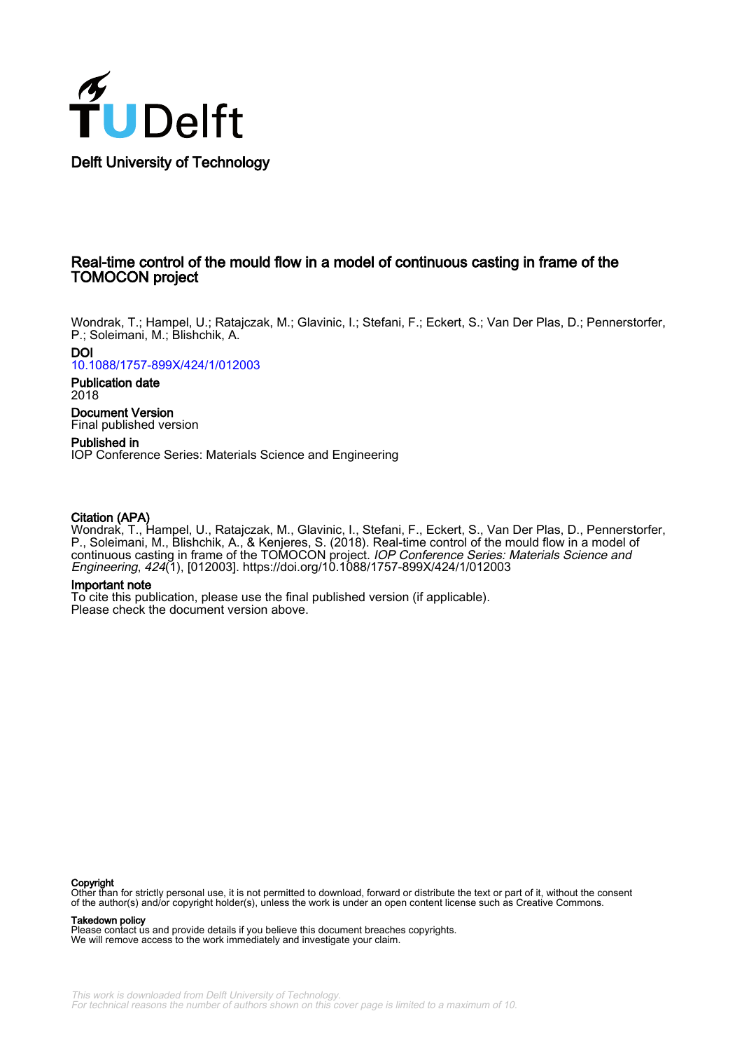Delft University of Technology

# Real-time control of the mould flow in a model of continuous casting in frame of the TOMOCON project

Wondrak, T.; Hampel, U.; Ratajczak, M.; Glavinic, I.; Stefani, F.; Eckert, S.; Van Der Plas, D.; Pennerstorfer, P.; Soleimani, M.; Blishchik, A.

**DOI**
10.1088/1757-899X/424/1/012003

**Publication date**
2018

**Document Version**
Final published version

**Published in**
IOP Conference Series: Materials Science and Engineering

**Citation (APA)**
Wondrak, T., Hampel, U., Ratajczak, M., Glavinic, I., Stefani, F., Eckert, S., Van Der Plas, D., Pennerstorfer, P., Soleimani, M., Blishchik, A., & Kenjeres, S. (2018). Real-time control of the mould flow in a model of continuous casting in frame of the TOMOCON project. *IOP Conference Series: Materials Science and Engineering*, *424*(1), [012003]. https://doi.org/10.1088/1757-899X/424/1/012003

**Important note**
To cite this publication, please use the final published version (if applicable).
Please check the document version above.

**Copyright**
Other than for strictly personal use, it is not permitted to download, forward or distribute the text or part of it, without the consent of the author(s) and/or copyright holder(s), unless the work is under an open content license such as Creative Commons.

**Takedown policy**
Please contact us and provide details if you believe this document breaches copyrights.
We will remove access to the work immediately and investigate your claim.

*This work is downloaded from Delft University of Technology.*
*For technical reasons the number of authors shown on this cover page is limited to a maximum of 10.*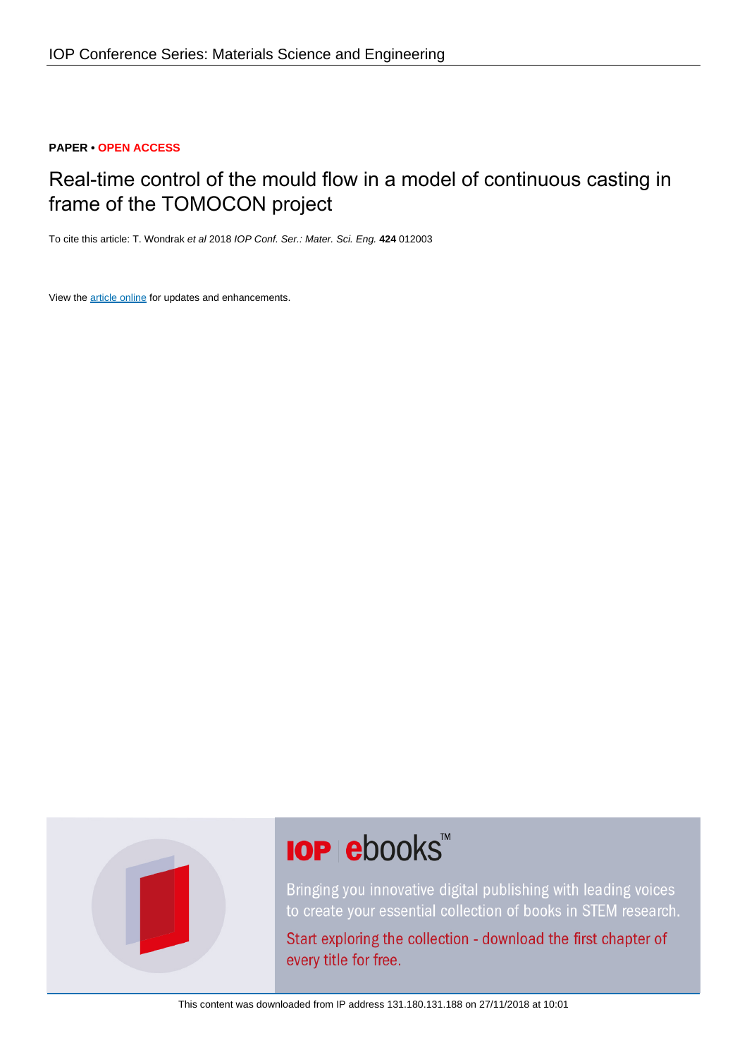**PAPER • OPEN ACCESS**

# Real-time control of the mould flow in a model of continuous casting in frame of the TOMOCON project

To cite this article: T. Wondrak *et al* 2018 *IOP Conf. Ser.: Mater. Sci. Eng.* **424** 012003

View the article online for updates and enhancements.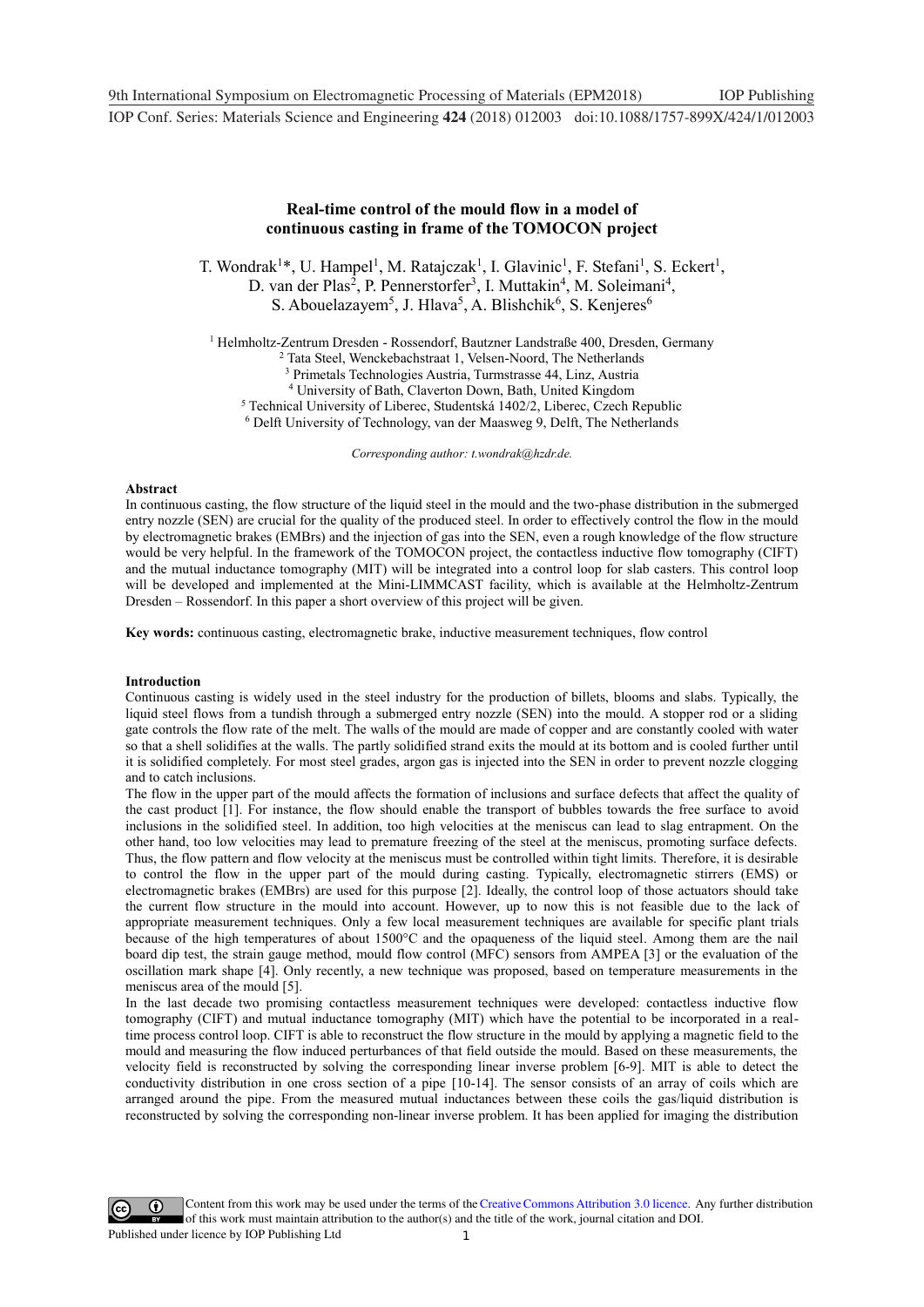# Real-time control of the mould flow in a model of continuous casting in frame of the TOMOCON project

T. Wondrak[1]*, U. Hampel[1], M. Ratajczak[1], I. Glavinic[1], F. Stefani[1], S. Eckert[1], D. van der Plas[2], P. Pennerstorfer[3], I. Muttakin[4], M. Soleimani[4], S. Abouelazayem[5], J. Hlava[5], A. Blishchik[6], S. Kenjeres[6]

[1] Helmholtz-Zentrum Dresden - Rossendorf, Bautzner Landstraße 400, Dresden, Germany
[2] Tata Steel, Wenckebachstraat 1, Velsen-Noord, The Netherlands
[3] Primetals Technologies Austria, Turmstrasse 44, Linz, Austria
[4] University of Bath, Claverton Down, Bath, United Kingdom
[5] Technical University of Liberec, Studentská 1402/2, Liberec, Czech Republic
[6] Delft University of Technology, van der Maasweg 9, Delft, The Netherlands

*Corresponding author: t.wondrak@hzdr.de.*

**Abstract**

In continuous casting, the flow structure of the liquid steel in the mould and the two-phase distribution in the submerged entry nozzle (SEN) are crucial for the quality of the produced steel. In order to effectively control the flow in the mould by electromagnetic brakes (EMBrs) and the injection of gas into the SEN, even a rough knowledge of the flow structure would be very helpful. In the framework of the TOMOCON project, the contactless inductive flow tomography (CIFT) and the mutual inductance tomography (MIT) will be integrated into a control loop for slab casters. This control loop will be developed and implemented at the Mini-LIMMCAST facility, which is available at the Helmholtz-Zentrum Dresden – Rossendorf. In this paper a short overview of this project will be given.

**Key words:** continuous casting, electromagnetic brake, inductive measurement techniques, flow control

**Introduction**

Continuous casting is widely used in the steel industry for the production of billets, blooms and slabs. Typically, the liquid steel flows from a tundish through a submerged entry nozzle (SEN) into the mould. A stopper rod or a sliding gate controls the flow rate of the melt. The walls of the mould are made of copper and are constantly cooled with water so that a shell solidifies at the walls. The partly solidified strand exits the mould at its bottom and is cooled further until it is solidified completely. For most steel grades, argon gas is injected into the SEN in order to prevent nozzle clogging and to catch inclusions.

The flow in the upper part of the mould affects the formation of inclusions and surface defects that affect the quality of the cast product [1]. For instance, the flow should enable the transport of bubbles towards the free surface to avoid inclusions in the solidified steel. In addition, too high velocities at the meniscus can lead to slag entrapment. On the other hand, too low velocities may lead to premature freezing of the steel at the meniscus, promoting surface defects. Thus, the flow pattern and flow velocity at the meniscus must be controlled within tight limits. Therefore, it is desirable to control the flow in the upper part of the mould during casting. Typically, electromagnetic stirrers (EMS) or electromagnetic brakes (EMBrs) are used for this purpose [2]. Ideally, the control loop of those actuators should take the current flow structure in the mould into account. However, up to now this is not feasible due to the lack of appropriate measurement techniques. Only a few local measurement techniques are available for specific plant trials because of the high temperatures of about 1500°C and the opaqueness of the liquid steel. Among them are the nail board dip test, the strain gauge method, mould flow control (MFC) sensors from AMPEA [3] or the evaluation of the oscillation mark shape [4]. Only recently, a new technique was proposed, based on temperature measurements in the meniscus area of the mould [5].

In the last decade two promising contactless measurement techniques were developed: contactless inductive flow tomography (CIFT) and mutual inductance tomography (MIT) which have the potential to be incorporated in a real-time process control loop. CIFT is able to reconstruct the flow structure in the mould by applying a magnetic field to the mould and measuring the flow induced perturbances of that field outside the mould. Based on these measurements, the velocity field is reconstructed by solving the corresponding linear inverse problem [6-9]. MIT is able to detect the conductivity distribution in one cross section of a pipe [10-14]. The sensor consists of an array of coils which are arranged around the pipe. From the measured mutual inductances between these coils the gas/liquid distribution is reconstructed by solving the corresponding non-linear inverse problem. It has been applied for imaging the distribution

Content from this work may be used under the terms of the Creative Commons Attribution 3.0 licence. Any further distribution of this work must maintain attribution to the author(s) and the title of the work, journal citation and DOI.
Published under licence by IOP Publishing Ltd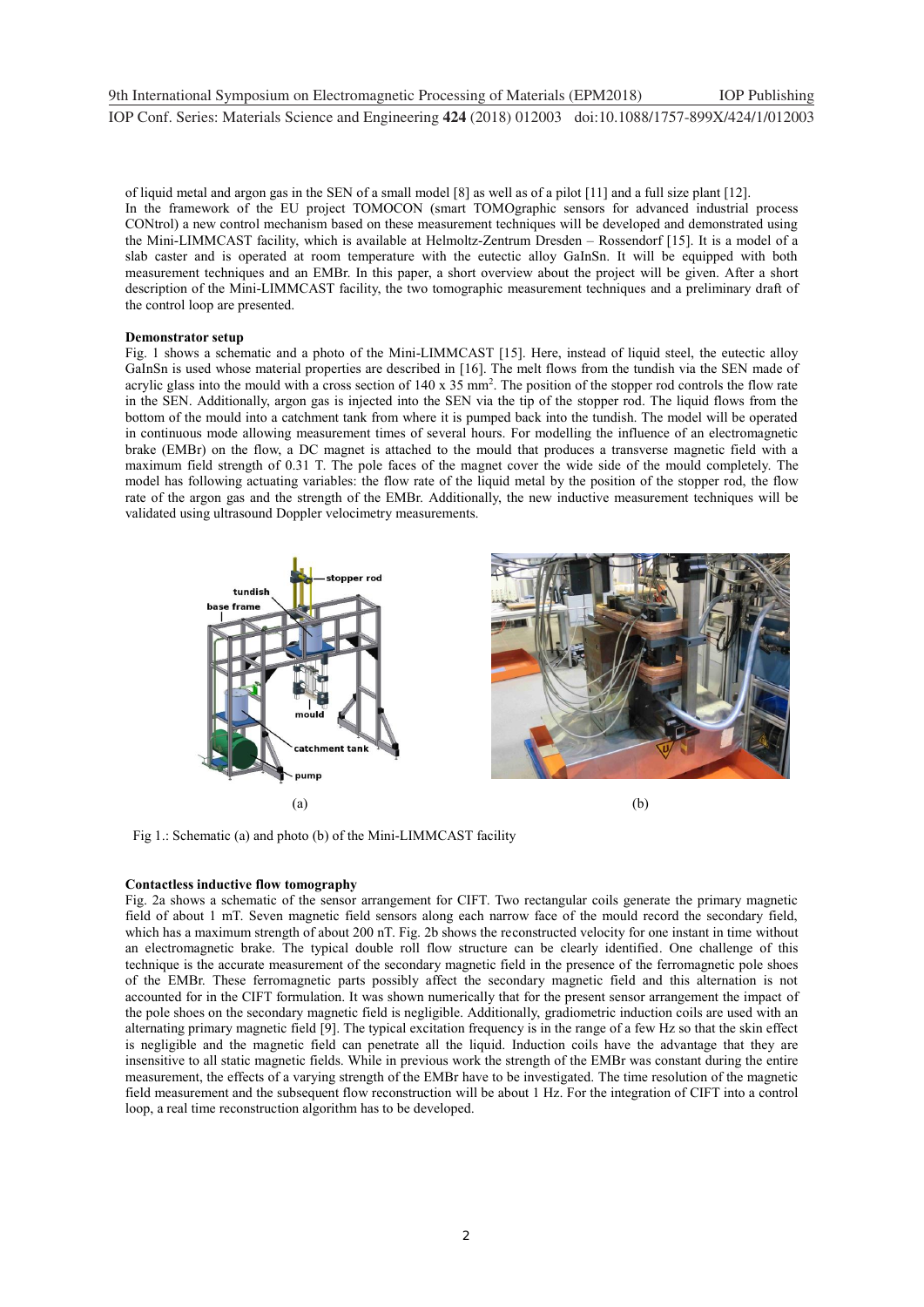of liquid metal and argon gas in the SEN of a small model [8] as well as of a pilot [11] and a full size plant [12].
In the framework of the EU project TOMOCON (smart TOMOgraphic sensors for advanced industrial process CONtrol) a new control mechanism based on these measurement techniques will be developed and demonstrated using the Mini-LIMMCAST facility, which is available at Helmoltz-Zentrum Dresden – Rossendorf [15]. It is a model of a slab caster and is operated at room temperature with the eutectic alloy GaInSn. It will be equipped with both measurement techniques and an EMBr. In this paper, a short overview about the project will be given. After a short description of the Mini-LIMMCAST facility, the two tomographic measurement techniques and a preliminary draft of the control loop are presented.

**Demonstrator setup**

Fig. 1 shows a schematic and a photo of the Mini-LIMMCAST [15]. Here, instead of liquid steel, the eutectic alloy GaInSn is used whose material properties are described in [16]. The melt flows from the tundish via the SEN made of acrylic glass into the mould with a cross section of 140 x 35 mm$^2$. The position of the stopper rod controls the flow rate in the SEN. Additionally, argon gas is injected into the SEN via the tip of the stopper rod. The liquid flows from the bottom of the mould into a catchment tank from where it is pumped back into the tundish. The model will be operated in continuous mode allowing measurement times of several hours. For modelling the influence of an electromagnetic brake (EMBr) on the flow, a DC magnet is attached to the mould that produces a transverse magnetic field with a maximum field strength of 0.31 T. The pole faces of the magnet cover the wide side of the mould completely. The model has following actuating variables: the flow rate of the liquid metal by the position of the stopper rod, the flow rate of the argon gas and the strength of the EMBr. Additionally, the new inductive measurement techniques will be validated using ultrasound Doppler velocimetry measurements.

(a) (b)

Fig 1.: Schematic (a) and photo (b) of the Mini-LIMMCAST facility

**Contactless inductive flow tomography**

Fig. 2a shows a schematic of the sensor arrangement for CIFT. Two rectangular coils generate the primary magnetic field of about 1 mT. Seven magnetic field sensors along each narrow face of the mould record the secondary field, which has a maximum strength of about 200 nT. Fig. 2b shows the reconstructed velocity for one instant in time without an electromagnetic brake. The typical double roll flow structure can be clearly identified. One challenge of this technique is the accurate measurement of the secondary magnetic field in the presence of the ferromagnetic pole shoes of the EMBr. These ferromagnetic parts possibly affect the secondary magnetic field and this alternation is not accounted for in the CIFT formulation. It was shown numerically that for the present sensor arrangement the impact of the pole shoes on the secondary magnetic field is negligible. Additionally, gradiometric induction coils are used with an alternating primary magnetic field [9]. The typical excitation frequency is in the range of a few Hz so that the skin effect is negligible and the magnetic field can penetrate all the liquid. Induction coils have the advantage that they are insensitive to all static magnetic fields. While in previous work the strength of the EMBr was constant during the entire measurement, the effects of a varying strength of the EMBr have to be investigated. The time resolution of the magnetic field measurement and the subsequent flow reconstruction will be about 1 Hz. For the integration of CIFT into a control loop, a real time reconstruction algorithm has to be developed.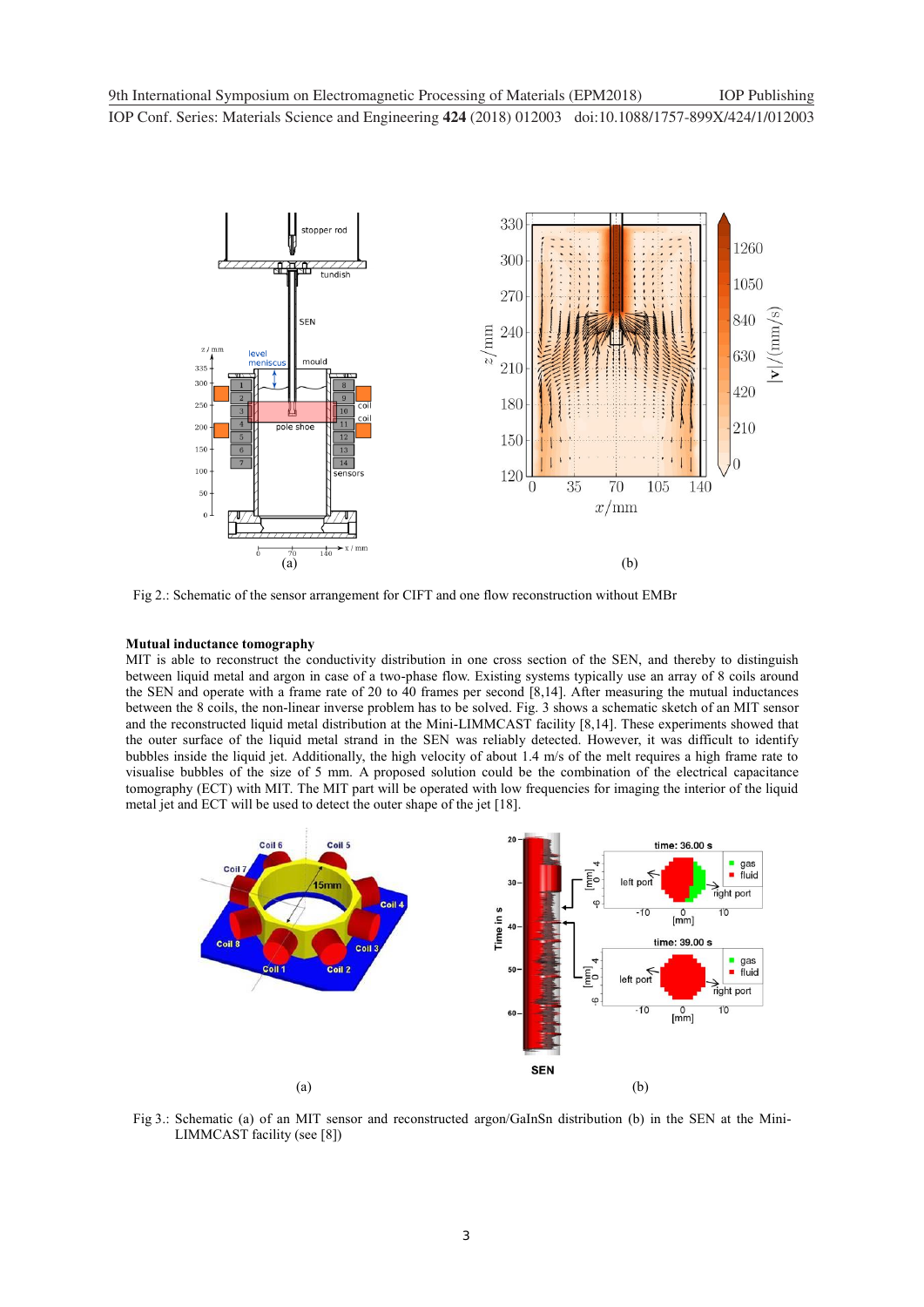Fig 2.: Schematic of the sensor arrangement for CIFT and one flow reconstruction without EMBr

**Mutual inductance tomography**

MIT is able to reconstruct the conductivity distribution in one cross section of the SEN, and thereby to distinguish between liquid metal and argon in case of a two-phase flow. Existing systems typically use an array of 8 coils around the SEN and operate with a frame rate of 20 to 40 frames per second [8,14]. After measuring the mutual inductances between the 8 coils, the non-linear inverse problem has to be solved. Fig. 3 shows a schematic sketch of an MIT sensor and the reconstructed liquid metal distribution at the Mini-LIMMCAST facility [8,14]. These experiments showed that the outer surface of the liquid metal strand in the SEN was reliably detected. However, it was difficult to identify bubbles inside the liquid jet. Additionally, the high velocity of about 1.4 m/s of the melt requires a high frame rate to visualise bubbles of the size of 5 mm. A proposed solution could be the combination of the electrical capacitance tomography (ECT) with MIT. The MIT part will be operated with low frequencies for imaging the interior of the liquid metal jet and ECT will be used to detect the outer shape of the jet [18].

Fig 3.: Schematic (a) of an MIT sensor and reconstructed argon/GaInSn distribution (b) in the SEN at the Mini-LIMMCAST facility (see [8])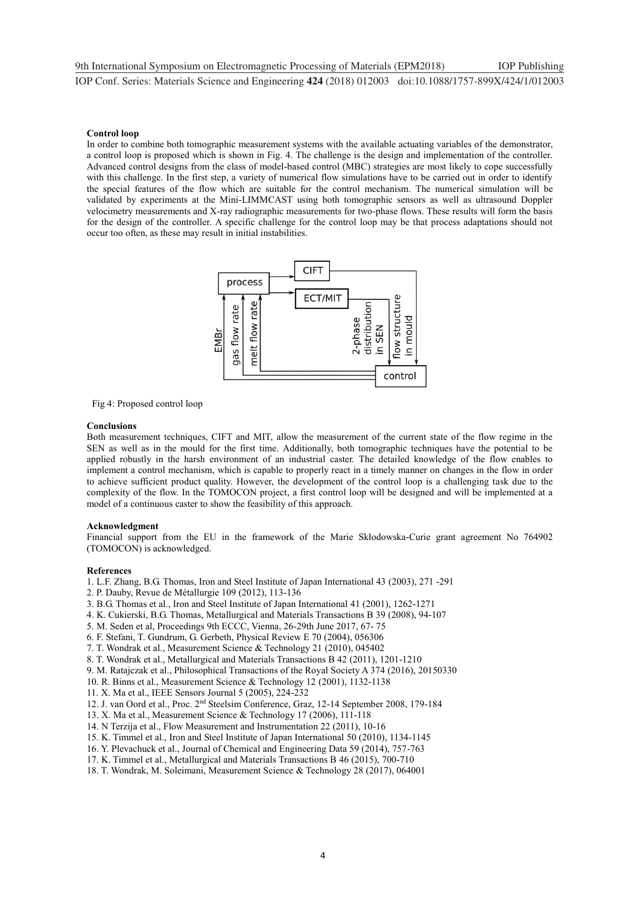**Control loop**

In order to combine both tomographic measurement systems with the available actuating variables of the demonstrator, a control loop is proposed which is shown in Fig. 4. The challenge is the design and implementation of the controller. Advanced control designs from the class of model-based control (MBC) strategies are most likely to cope successfully with this challenge. In the first step, a variety of numerical flow simulations have to be carried out in order to identify the special features of the flow which are suitable for the control mechanism. The numerical simulation will be validated by experiments at the Mini-LIMMCAST using both tomographic sensors as well as ultrasound Doppler velocimetry measurements and X-ray radiographic measurements for two-phase flows. These results will form the basis for the design of the controller. A specific challenge for the control loop may be that process adaptations should not occur too often, as these may result in initial instabilities.

CIFT
process
ECT/MIT
EMBr
gas flow rate
melt flow rate
2-phase distribution in SEN
flow structure in mould
control

Fig 4: Proposed control loop

**Conclusions**

Both measurement techniques, CIFT and MIT, allow the measurement of the current state of the flow regime in the SEN as well as in the mould for the first time. Additionally, both tomographic techniques have the potential to be applied robustly in the harsh environment of an industrial caster. The detailed knowledge of the flow enables to implement a control mechanism, which is capable to properly react in a timely manner on changes in the flow in order to achieve sufficient product quality. However, the development of the control loop is a challenging task due to the complexity of the flow. In the TOMOCON project, a first control loop will be designed and will be implemented at a model of a continuous caster to show the feasibility of this approach.

**Acknowledgment**

Financial support from the EU in the framework of the Marie Skłodowska-Curie grant agreement No 764902 (TOMOCON) is acknowledged.

**References**

1. L.F. Zhang, B.G. Thomas, Iron and Steel Institute of Japan International 43 (2003), 271 -291
2. P. Dauby, Revue de Métallurgie 109 (2012), 113-136
3. B.G. Thomas et al., Iron and Steel Institute of Japan International 41 (2001), 1262-1271
4. K. Cukierski, B.G. Thomas, Metallurgical and Materials Transactions B 39 (2008), 94-107
5. M. Seden et al, Proceedings 9th ECCC, Vienna, 26-29th June 2017, 67- 75
6. F. Stefani, T. Gundrum, G. Gerbeth, Physical Review E 70 (2004), 056306
7. T. Wondrak et al., Measurement Science & Technology 21 (2010), 045402
8. T. Wondrak et al., Metallurgical and Materials Transactions B 42 (2011), 1201-1210
9. M. Ratajczak et al., Philosophical Transactions of the Royal Society A 374 (2016), 20150330
10. R. Binns et al., Measurement Science & Technology 12 (2001), 1132-1138
11. X. Ma et al., IEEE Sensors Journal 5 (2005), 224-232
12. J. van Oord et al., Proc. 2nd Steelsim Conference, Graz, 12-14 September 2008, 179-184
13. X. Ma et al., Measurement Science & Technology 17 (2006), 111-118
14. N Terzija et al., Flow Measurement and Instrumentation 22 (2011), 10-16
15. K. Timmel et al., Iron and Steel Institute of Japan International 50 (2010), 1134-1145
16. Y. Plevachuck et al., Journal of Chemical and Engineering Data 59 (2014), 757-763
17. K. Timmel et al., Metallurgical and Materials Transactions B 46 (2015), 700-710
18. T. Wondrak, M. Soleimani, Measurement Science & Technology 28 (2017), 064001